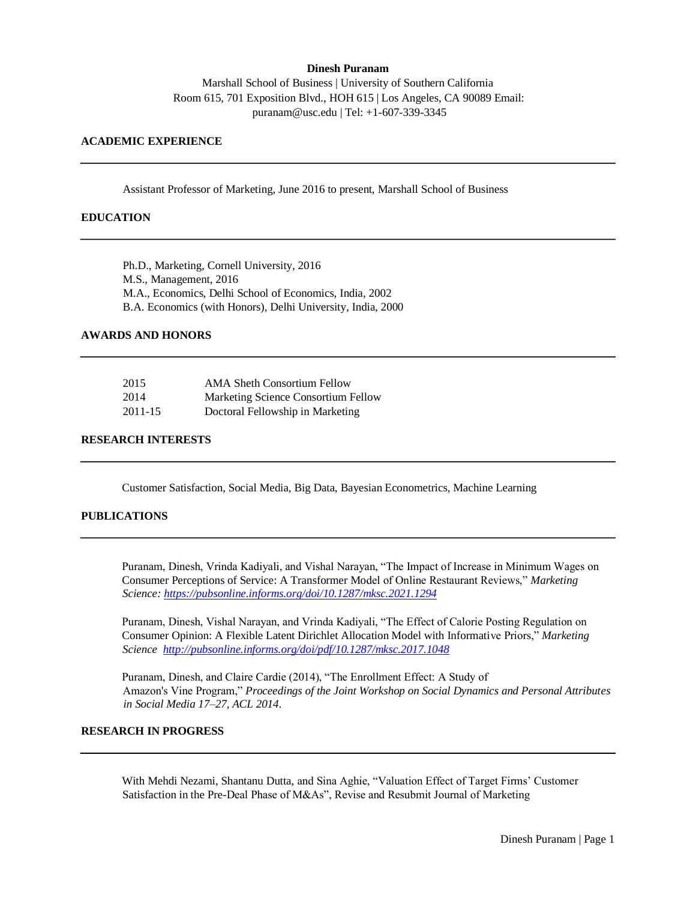**Dinesh Puranam**

Marshall School of Business | University of Southern California
Room 615, 701 Exposition Blvd., HOH 615 | Los Angeles, CA 90089 Email:
puranam@usc.edu | Tel: +1-607-339-3345

## ACADEMIC EXPERIENCE

Assistant Professor of Marketing, June 2016 to present, Marshall School of Business

## EDUCATION

Ph.D., Marketing, Cornell University, 2016
M.S., Management, 2016
M.A., Economics, Delhi School of Economics, India, 2002
B.A. Economics (with Honors), Delhi University, India, 2000

## AWARDS AND HONORS

| | |
|---|---|
| 2015 | AMA Sheth Consortium Fellow |
| 2014 | Marketing Science Consortium Fellow |
| 2011-15 | Doctoral Fellowship in Marketing |

## RESEARCH INTERESTS

Customer Satisfaction, Social Media, Big Data, Bayesian Econometrics, Machine Learning

## PUBLICATIONS

Puranam, Dinesh, Vrinda Kadiyali, and Vishal Narayan, "The Impact of Increase in Minimum Wages on Consumer Perceptions of Service: A Transformer Model of Online Restaurant Reviews," *Marketing Science:* https://pubsonline.informs.org/doi/10.1287/mksc.2021.1294

Puranam, Dinesh, Vishal Narayan, and Vrinda Kadiyali, "The Effect of Calorie Posting Regulation on Consumer Opinion: A Flexible Latent Dirichlet Allocation Model with Informative Priors," *Marketing Science* http://pubsonline.informs.org/doi/pdf/10.1287/mksc.2017.1048

Puranam, Dinesh, and Claire Cardie (2014), "The Enrollment Effect: A Study of Amazon's Vine Program," *Proceedings of the Joint Workshop on Social Dynamics and Personal Attributes in Social Media 17–27, ACL 2014*.

## RESEARCH IN PROGRESS

With Mehdi Nezami, Shantanu Dutta, and Sina Aghie, "Valuation Effect of Target Firms' Customer Satisfaction in the Pre-Deal Phase of M&As", Revise and Resubmit Journal of Marketing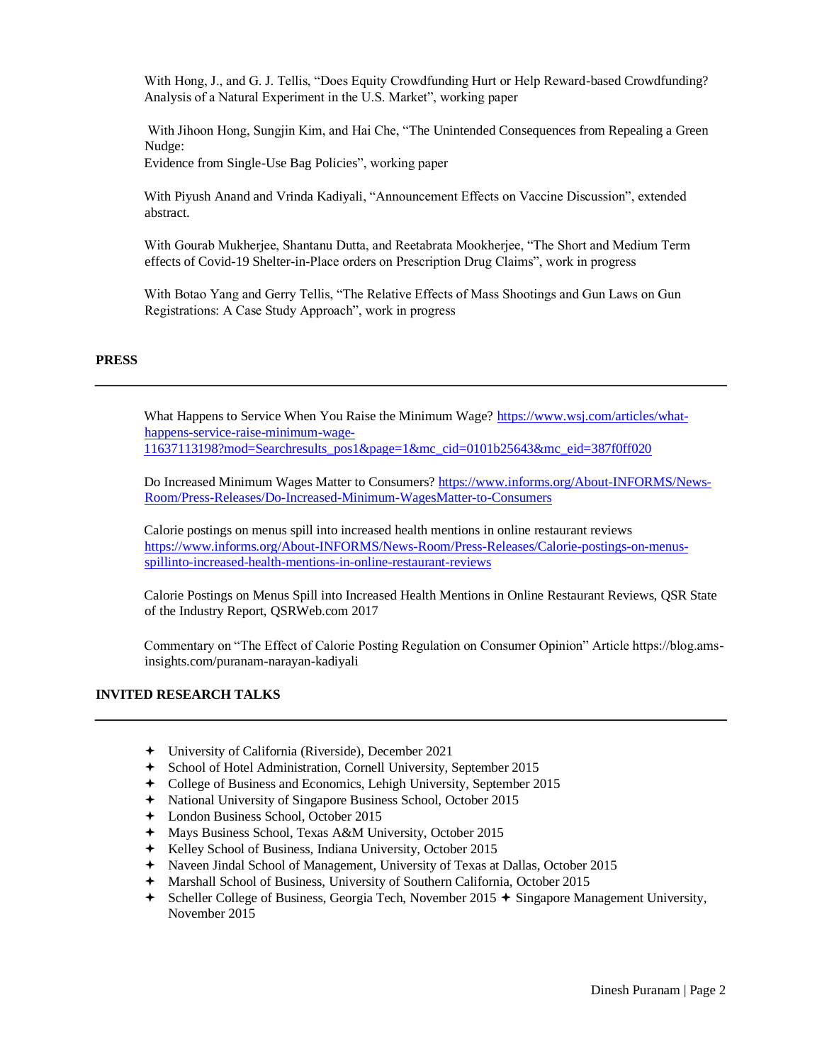With Hong, J., and G. J. Tellis, "Does Equity Crowdfunding Hurt or Help Reward-based Crowdfunding? Analysis of a Natural Experiment in the U.S. Market", working paper

With Jihoon Hong, Sungjin Kim, and Hai Che, "The Unintended Consequences from Repealing a Green Nudge:
Evidence from Single-Use Bag Policies", working paper

With Piyush Anand and Vrinda Kadiyali, "Announcement Effects on Vaccine Discussion", extended abstract.

With Gourab Mukherjee, Shantanu Dutta, and Reetabrata Mookherjee, "The Short and Medium Term effects of Covid-19 Shelter-in-Place orders on Prescription Drug Claims", work in progress

With Botao Yang and Gerry Tellis, "The Relative Effects of Mass Shootings and Gun Laws on Gun Registrations: A Case Study Approach", work in progress

## PRESS

What Happens to Service When You Raise the Minimum Wage? https://www.wsj.com/articles/what-happens-service-raise-minimum-wage-11637113198?mod=Searchresults_pos1&page=1&mc_cid=0101b25643&mc_eid=387f0ff020

Do Increased Minimum Wages Matter to Consumers? https://www.informs.org/About-INFORMS/News-Room/Press-Releases/Do-Increased-Minimum-WagesMatter-to-Consumers

Calorie postings on menus spill into increased health mentions in online restaurant reviews https://www.informs.org/About-INFORMS/News-Room/Press-Releases/Calorie-postings-on-menus-spillinto-increased-health-mentions-in-online-restaurant-reviews

Calorie Postings on Menus Spill into Increased Health Mentions in Online Restaurant Reviews, QSR State of the Industry Report, QSRWeb.com 2017

Commentary on "The Effect of Calorie Posting Regulation on Consumer Opinion" Article https://blog.ams-insights.com/puranam-narayan-kadiyali

## INVITED RESEARCH TALKS

- University of California (Riverside), December 2021
- School of Hotel Administration, Cornell University, September 2015
- College of Business and Economics, Lehigh University, September 2015
- National University of Singapore Business School, October 2015
- London Business School, October 2015
- Mays Business School, Texas A&M University, October 2015
- Kelley School of Business, Indiana University, October 2015
- Naveen Jindal School of Management, University of Texas at Dallas, October 2015
- Marshall School of Business, University of Southern California, October 2015
- Scheller College of Business, Georgia Tech, November 2015
- Singapore Management University, November 2015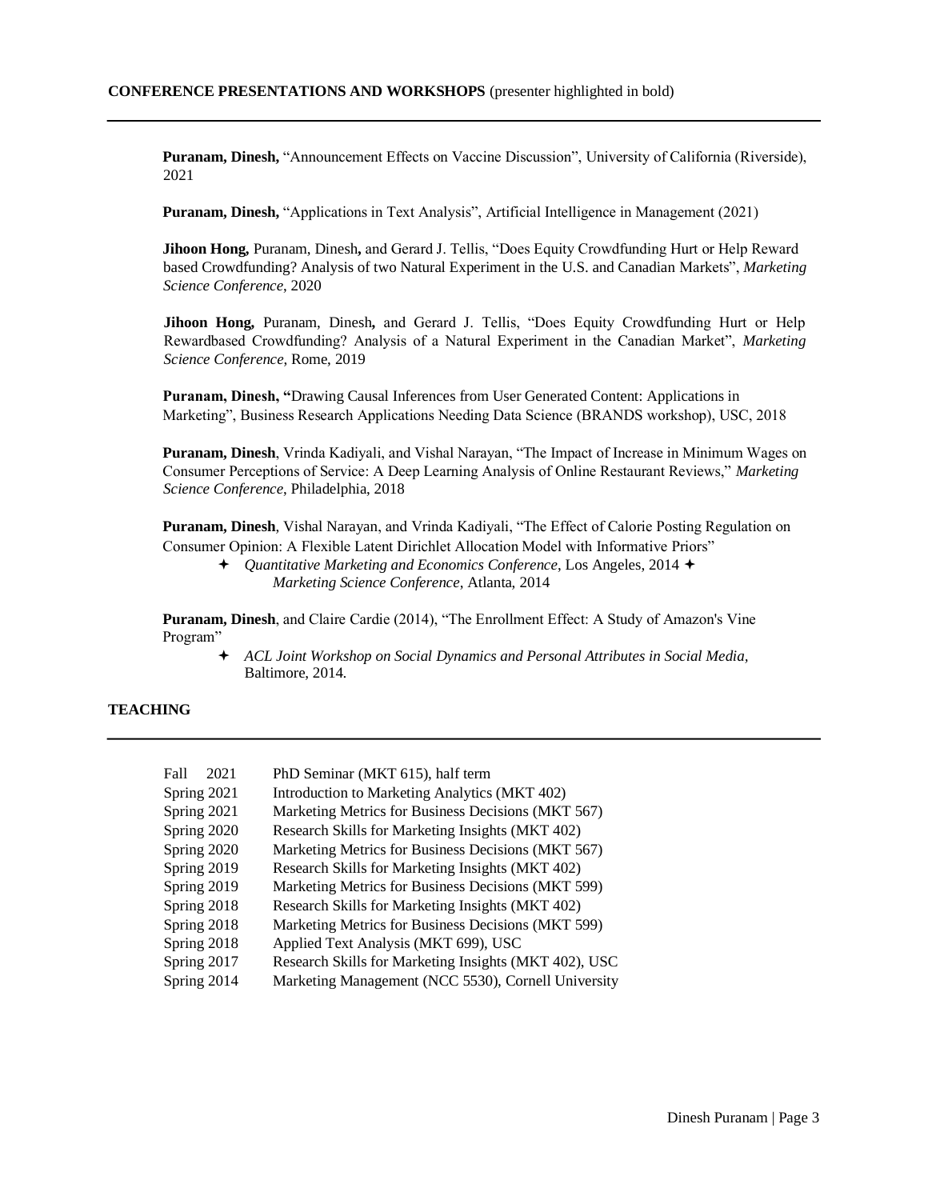## CONFERENCE PRESENTATIONS AND WORKSHOPS (presenter highlighted in bold)

**Puranam, Dinesh,** "Announcement Effects on Vaccine Discussion", University of California (Riverside), 2021

**Puranam, Dinesh,** "Applications in Text Analysis", Artificial Intelligence in Management (2021)

**Jihoon Hong,** Puranam, Dinesh**,** and Gerard J. Tellis, "Does Equity Crowdfunding Hurt or Help Reward based Crowdfunding? Analysis of two Natural Experiment in the U.S. and Canadian Markets", *Marketing Science Conference*, 2020

**Jihoon Hong,** Puranam, Dinesh**,** and Gerard J. Tellis, "Does Equity Crowdfunding Hurt or Help Rewardbased Crowdfunding? Analysis of a Natural Experiment in the Canadian Market", *Marketing Science Conference*, Rome, 2019

**Puranam, Dinesh, "**Drawing Causal Inferences from User Generated Content: Applications in Marketing", Business Research Applications Needing Data Science (BRANDS workshop), USC, 2018

**Puranam, Dinesh**, Vrinda Kadiyali, and Vishal Narayan, "The Impact of Increase in Minimum Wages on Consumer Perceptions of Service: A Deep Learning Analysis of Online Restaurant Reviews," *Marketing Science Conference*, Philadelphia, 2018

**Puranam, Dinesh**, Vishal Narayan, and Vrinda Kadiyali, "The Effect of Calorie Posting Regulation on Consumer Opinion: A Flexible Latent Dirichlet Allocation Model with Informative Priors"

- *Quantitative Marketing and Economics Conference*, Los Angeles, 2014
- *Marketing Science Conference*, Atlanta, 2014

**Puranam, Dinesh**, and Claire Cardie (2014), "The Enrollment Effect: A Study of Amazon's Vine Program"

- *ACL Joint Workshop on Social Dynamics and Personal Attributes in Social Media*, Baltimore, 2014.

## TEACHING

| | |
|---|---|
| Fall 2021 | PhD Seminar (MKT 615), half term |
| Spring 2021 | Introduction to Marketing Analytics (MKT 402) |
| Spring 2021 | Marketing Metrics for Business Decisions (MKT 567) |
| Spring 2020 | Research Skills for Marketing Insights (MKT 402) |
| Spring 2020 | Marketing Metrics for Business Decisions (MKT 567) |
| Spring 2019 | Research Skills for Marketing Insights (MKT 402) |
| Spring 2019 | Marketing Metrics for Business Decisions (MKT 599) |
| Spring 2018 | Research Skills for Marketing Insights (MKT 402) |
| Spring 2018 | Marketing Metrics for Business Decisions (MKT 599) |
| Spring 2018 | Applied Text Analysis (MKT 699), USC |
| Spring 2017 | Research Skills for Marketing Insights (MKT 402), USC |
| Spring 2014 | Marketing Management (NCC 5530), Cornell University |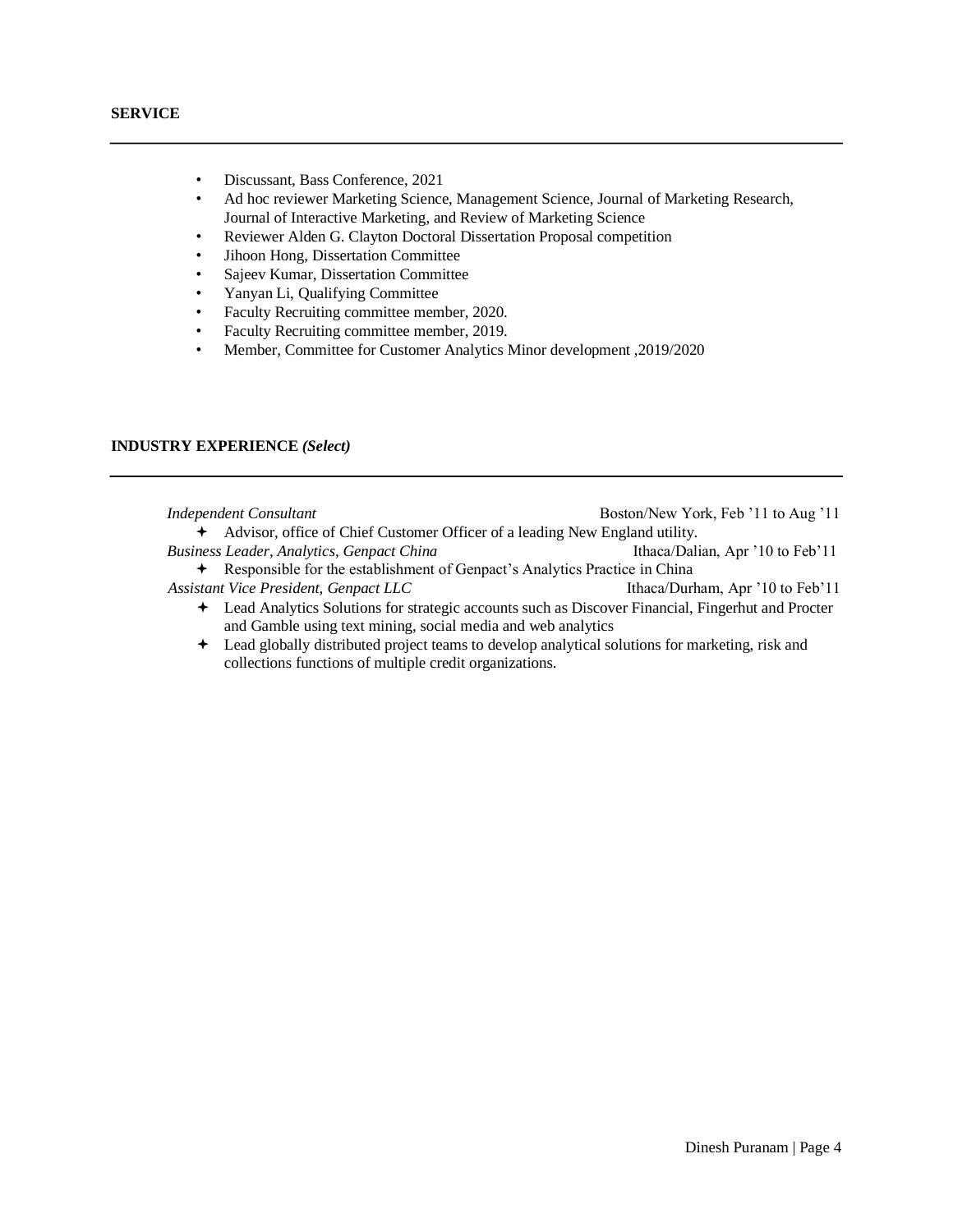## SERVICE

- Discussant, Bass Conference, 2021
- Ad hoc reviewer Marketing Science, Management Science, Journal of Marketing Research, Journal of Interactive Marketing, and Review of Marketing Science
- Reviewer Alden G. Clayton Doctoral Dissertation Proposal competition
- Jihoon Hong, Dissertation Committee
- Sajeev Kumar, Dissertation Committee
- Yanyan Li, Qualifying Committee
- Faculty Recruiting committee member, 2020.
- Faculty Recruiting committee member, 2019.
- Member, Committee for Customer Analytics Minor development ,2019/2020

## INDUSTRY EXPERIENCE *(Select)*

*Independent Consultant* — Boston/New York, Feb '11 to Aug '11

- Advisor, office of Chief Customer Officer of a leading New England utility.

*Business Leader, Analytics, Genpact China* — Ithaca/Dalian, Apr '10 to Feb'11

- Responsible for the establishment of Genpact's Analytics Practice in China

*Assistant Vice President, Genpact LLC* — Ithaca/Durham, Apr '10 to Feb'11

- Lead Analytics Solutions for strategic accounts such as Discover Financial, Fingerhut and Procter and Gamble using text mining, social media and web analytics
- Lead globally distributed project teams to develop analytical solutions for marketing, risk and collections functions of multiple credit organizations.